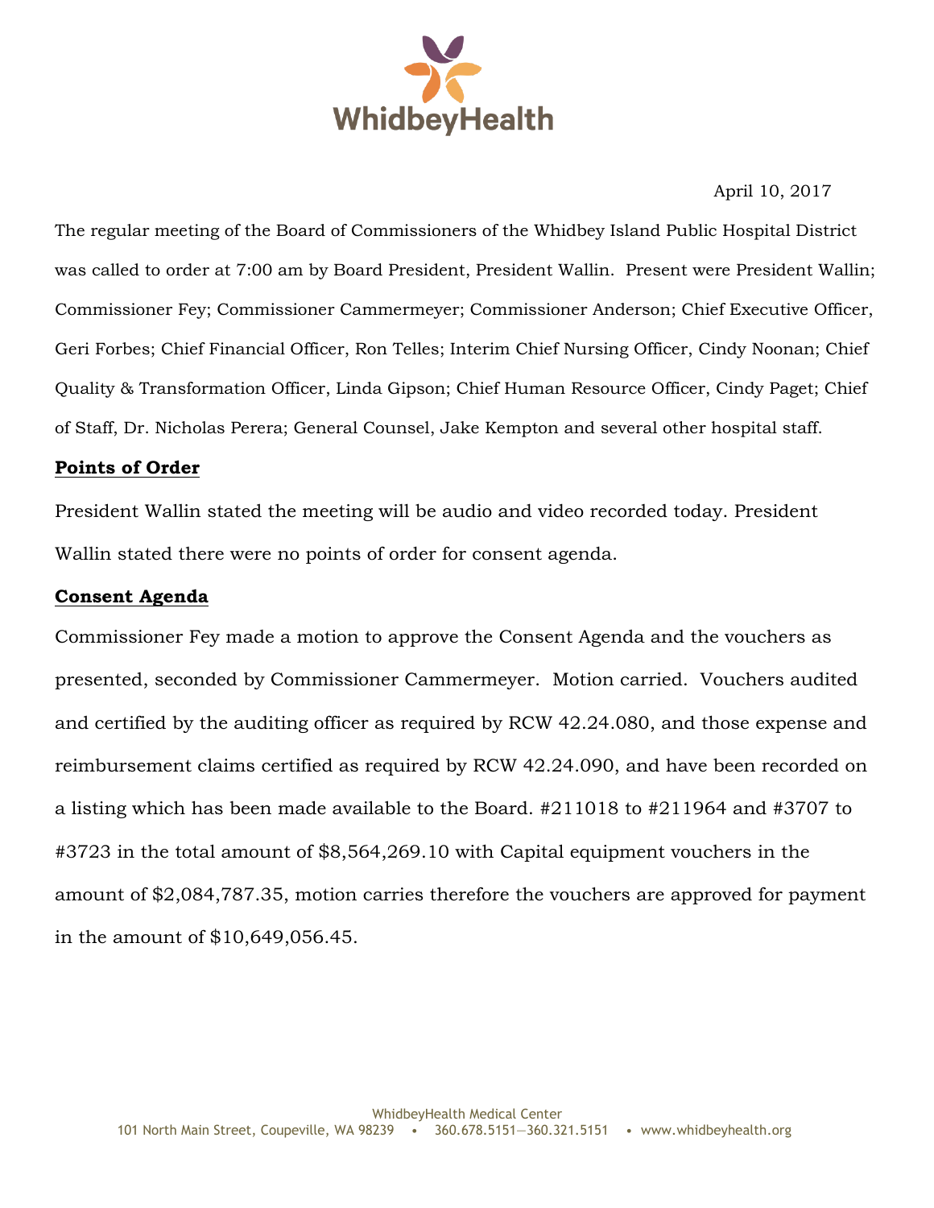WhidbeyHealth

April 10, 2017

The regular meeting of the Board of Commissioners of the Whidbey Island Public Hospital District was called to order at 7:00 am by Board President, President Wallin. Present were President Wallin; Commissioner Fey; Commissioner Cammermeyer; Commissioner Anderson; Chief Executive Officer, Geri Forbes; Chief Financial Officer, Ron Telles; Interim Chief Nursing Officer, Cindy Noonan; Chief Quality & Transformation Officer, Linda Gipson; Chief Human Resource Officer, Cindy Paget; Chief of Staff, Dr. Nicholas Perera; General Counsel, Jake Kempton and several other hospital staff.

**Points of Order**

President Wallin stated the meeting will be audio and video recorded today. President Wallin stated there were no points of order for consent agenda.

**Consent Agenda**

Commissioner Fey made a motion to approve the Consent Agenda and the vouchers as presented, seconded by Commissioner Cammermeyer. Motion carried. Vouchers audited and certified by the auditing officer as required by RCW 42.24.080, and those expense and reimbursement claims certified as required by RCW 42.24.090, and have been recorded on a listing which has been made available to the Board. #211018 to #211964 and #3707 to #3723 in the total amount of $8,564,269.10 with Capital equipment vouchers in the amount of $2,084,787.35, motion carries therefore the vouchers are approved for payment in the amount of $10,649,056.45.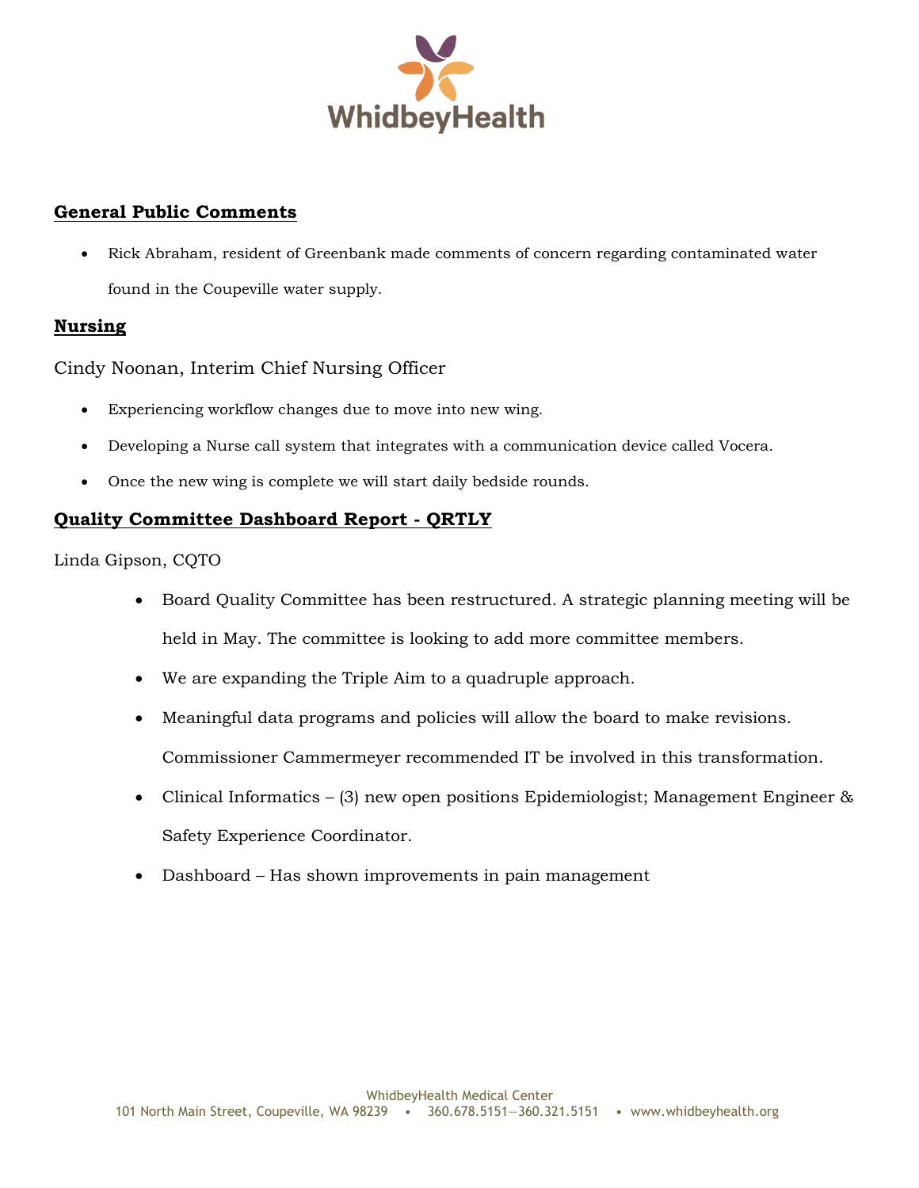## General Public Comments

- Rick Abraham, resident of Greenbank made comments of concern regarding contaminated water found in the Coupeville water supply.

## Nursing

Cindy Noonan, Interim Chief Nursing Officer

- Experiencing workflow changes due to move into new wing.
- Developing a Nurse call system that integrates with a communication device called Vocera.
- Once the new wing is complete we will start daily bedside rounds.

## Quality Committee Dashboard Report - QRTLY

Linda Gipson, CQTO

- Board Quality Committee has been restructured. A strategic planning meeting will be held in May. The committee is looking to add more committee members.
- We are expanding the Triple Aim to a quadruple approach.
- Meaningful data programs and policies will allow the board to make revisions. Commissioner Cammermeyer recommended IT be involved in this transformation.
- Clinical Informatics – (3) new open positions Epidemiologist; Management Engineer & Safety Experience Coordinator.
- Dashboard – Has shown improvements in pain management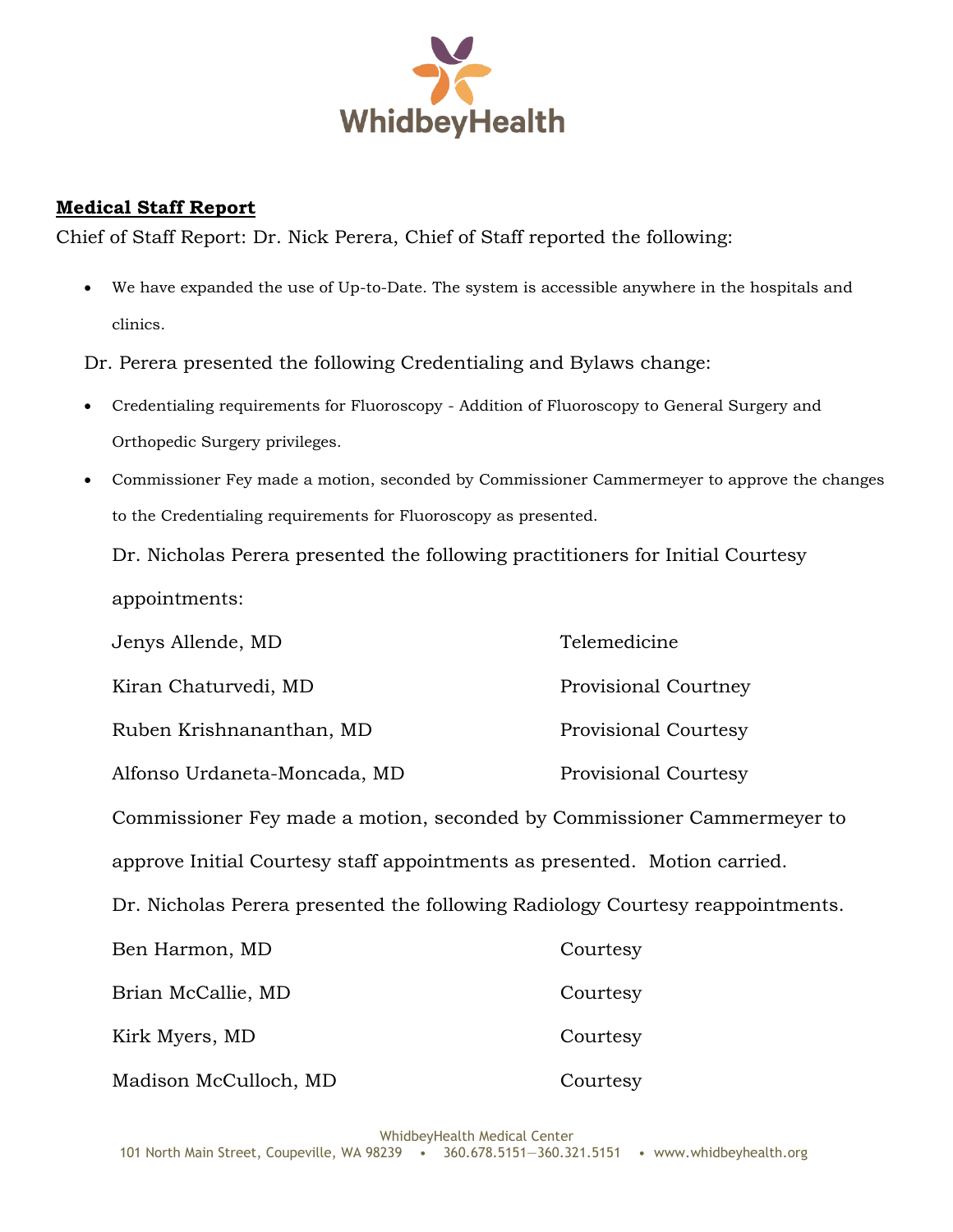## Medical Staff Report

Chief of Staff Report: Dr. Nick Perera, Chief of Staff reported the following:

- We have expanded the use of Up-to-Date. The system is accessible anywhere in the hospitals and clinics.

Dr. Perera presented the following Credentialing and Bylaws change:

- Credentialing requirements for Fluoroscopy - Addition of Fluoroscopy to General Surgery and Orthopedic Surgery privileges.
- Commissioner Fey made a motion, seconded by Commissioner Cammermeyer to approve the changes to the Credentialing requirements for Fluoroscopy as presented.

Dr. Nicholas Perera presented the following practitioners for Initial Courtesy appointments:

| | |
|---|---|
| Jenys Allende, MD | Telemedicine |
| Kiran Chaturvedi, MD | Provisional Courtney |
| Ruben Krishnananthan, MD | Provisional Courtesy |
| Alfonso Urdaneta-Moncada, MD | Provisional Courtesy |

Commissioner Fey made a motion, seconded by Commissioner Cammermeyer to approve Initial Courtesy staff appointments as presented. Motion carried.

Dr. Nicholas Perera presented the following Radiology Courtesy reappointments.

| | |
|---|---|
| Ben Harmon, MD | Courtesy |
| Brian McCallie, MD | Courtesy |
| Kirk Myers, MD | Courtesy |
| Madison McCulloch, MD | Courtesy |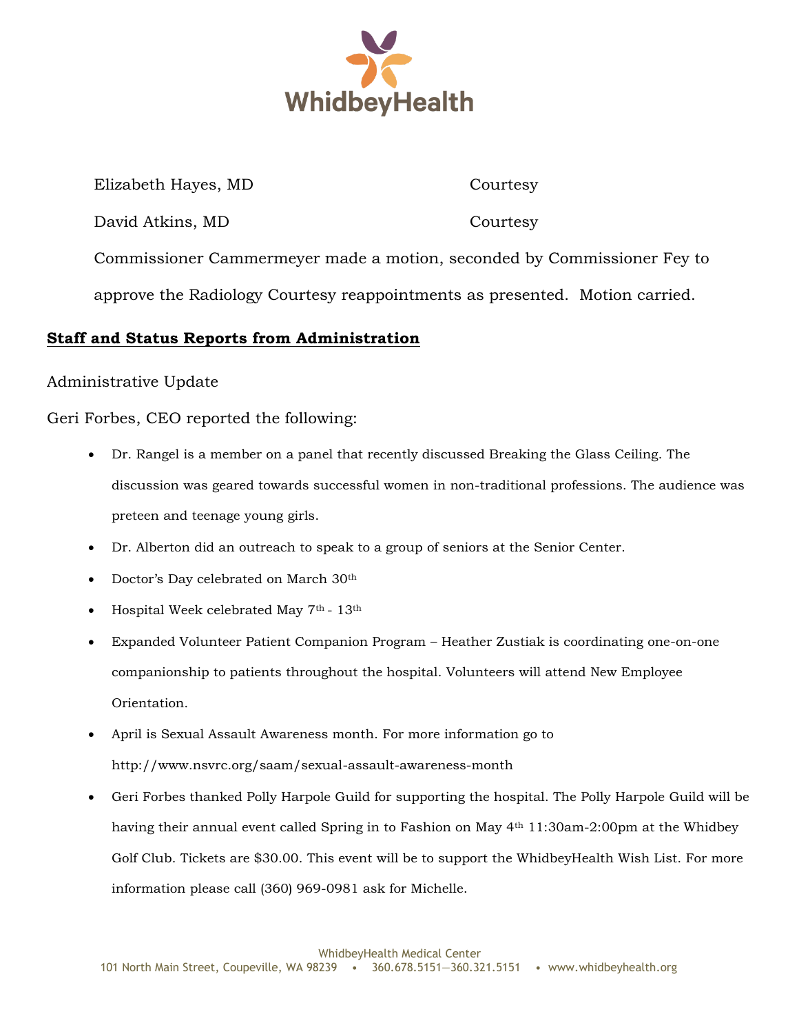| | |
|---|---|
| Elizabeth Hayes, MD | Courtesy |
| David Atkins, MD | Courtesy |

Commissioner Cammermeyer made a motion, seconded by Commissioner Fey to approve the Radiology Courtesy reappointments as presented. Motion carried.

## Staff and Status Reports from Administration

Administrative Update

Geri Forbes, CEO reported the following:

- Dr. Rangel is a member on a panel that recently discussed Breaking the Glass Ceiling. The discussion was geared towards successful women in non-traditional professions. The audience was preteen and teenage young girls.
- Dr. Alberton did an outreach to speak to a group of seniors at the Senior Center.
- Doctor's Day celebrated on March 30th
- Hospital Week celebrated May 7th - 13th
- Expanded Volunteer Patient Companion Program – Heather Zustiak is coordinating one-on-one companionship to patients throughout the hospital. Volunteers will attend New Employee Orientation.
- April is Sexual Assault Awareness month. For more information go to http://www.nsvrc.org/saam/sexual-assault-awareness-month
- Geri Forbes thanked Polly Harpole Guild for supporting the hospital. The Polly Harpole Guild will be having their annual event called Spring in to Fashion on May 4th 11:30am-2:00pm at the Whidbey Golf Club. Tickets are $30.00. This event will be to support the WhidbeyHealth Wish List. For more information please call (360) 969-0981 ask for Michelle.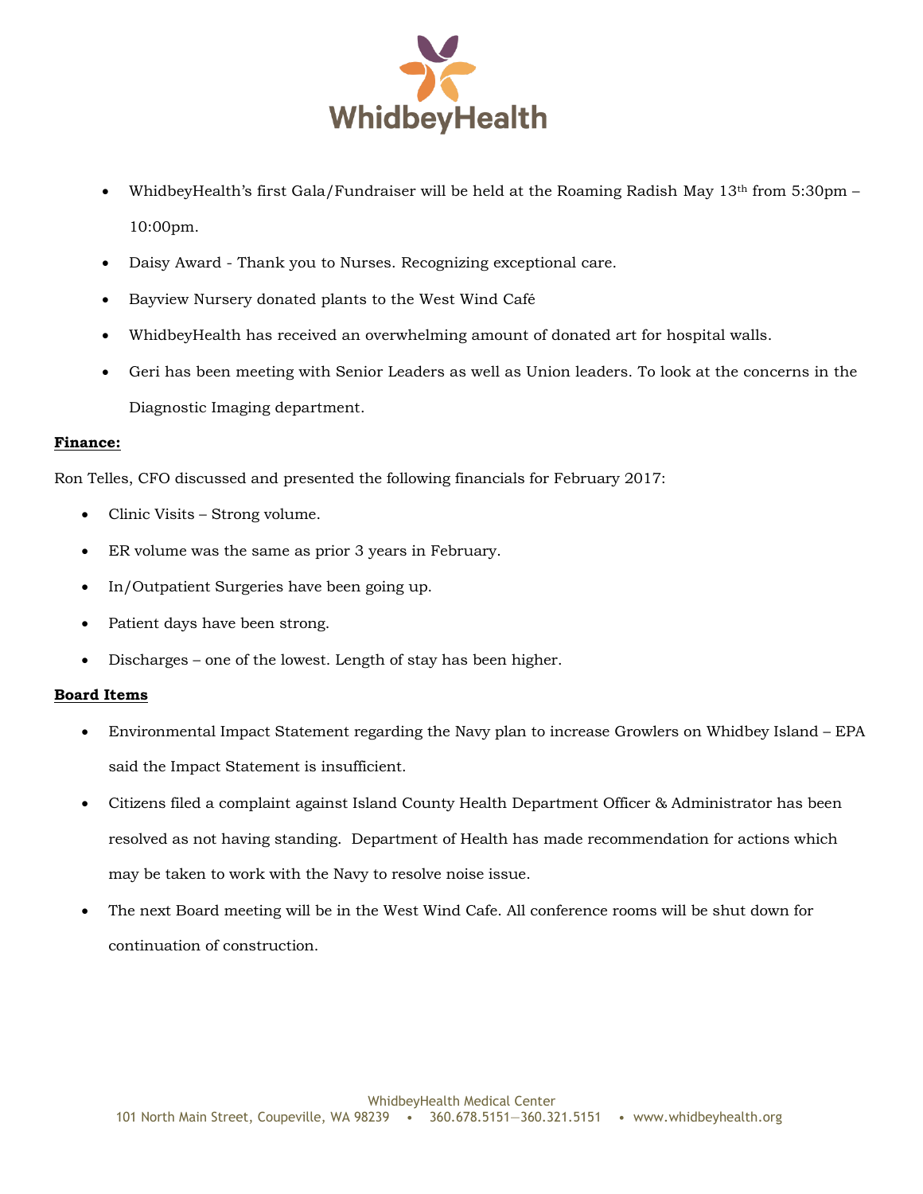- WhidbeyHealth's first Gala/Fundraiser will be held at the Roaming Radish May 13th from 5:30pm – 10:00pm.
- Daisy Award - Thank you to Nurses. Recognizing exceptional care.
- Bayview Nursery donated plants to the West Wind Café
- WhidbeyHealth has received an overwhelming amount of donated art for hospital walls.
- Geri has been meeting with Senior Leaders as well as Union leaders. To look at the concerns in the Diagnostic Imaging department.

**Finance:**

Ron Telles, CFO discussed and presented the following financials for February 2017:

- Clinic Visits – Strong volume.
- ER volume was the same as prior 3 years in February.
- In/Outpatient Surgeries have been going up.
- Patient days have been strong.
- Discharges – one of the lowest. Length of stay has been higher.

**Board Items**

- Environmental Impact Statement regarding the Navy plan to increase Growlers on Whidbey Island – EPA said the Impact Statement is insufficient.
- Citizens filed a complaint against Island County Health Department Officer & Administrator has been resolved as not having standing. Department of Health has made recommendation for actions which may be taken to work with the Navy to resolve noise issue.
- The next Board meeting will be in the West Wind Cafe. All conference rooms will be shut down for continuation of construction.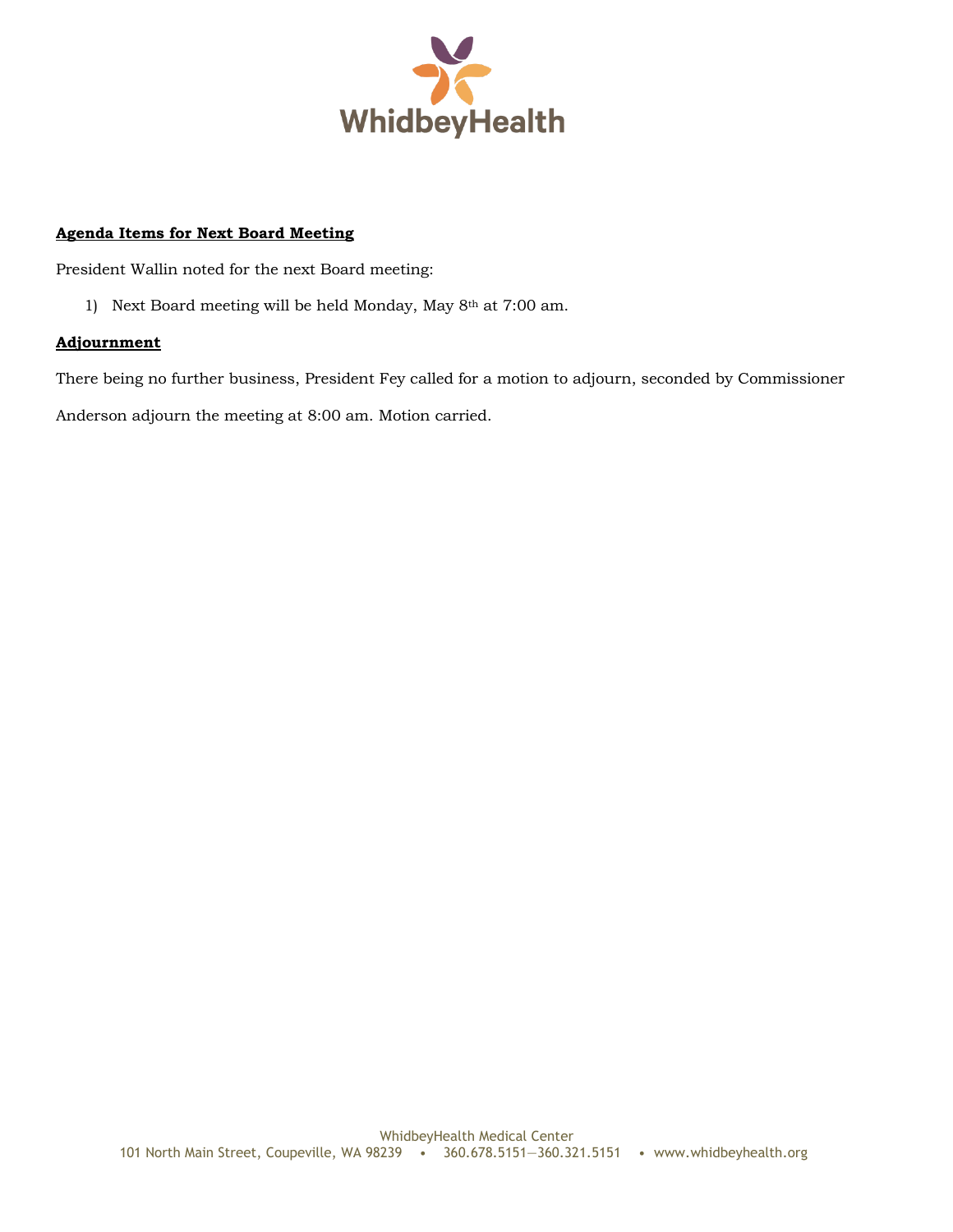**Agenda Items for Next Board Meeting**

President Wallin noted for the next Board meeting:

1) Next Board meeting will be held Monday, May 8th at 7:00 am.

**Adjournment**

There being no further business, President Fey called for a motion to adjourn, seconded by Commissioner Anderson adjourn the meeting at 8:00 am. Motion carried.